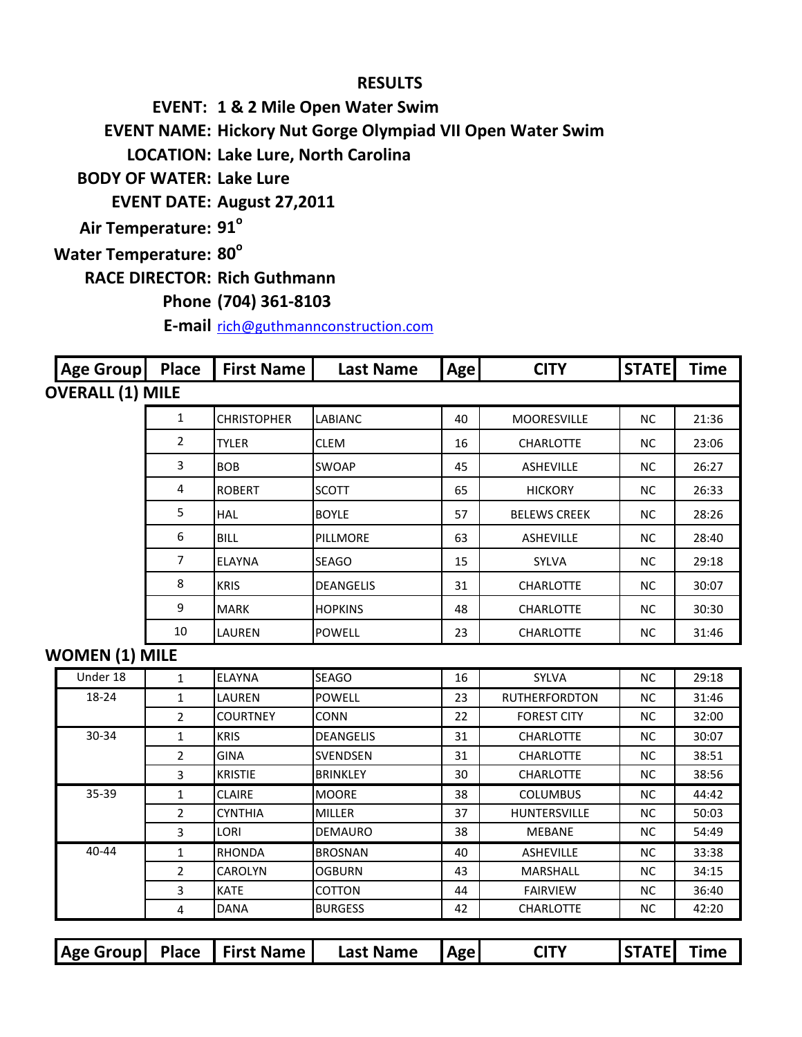## RESULTS

**EVENT:** 1 & 2 Mile Open Water Swim

**EVENT NAME:** Hickory Nut Gorge Olympiad VII Open Water Swim

**LOCATION:** Lake Lure, North Carolina

**BODY OF WATER:** Lake Lure

**EVENT DATE:** August 27,2011

**Air Temperature:** 91°

**Water Temperature:** 80°

**RACE DIRECTOR:** Rich Guthmann

**Phone** (704) 361-8103

**E-mail** rich@guthmannconstruction.com

| Age Group | Place | First Name | Last Name | Age | CITY | STATE | Time |
|---|---|---|---|---|---|---|---|
| **OVERALL (1) MILE** | | | | | | | |
| | 1 | CHRISTOPHER | LABIANC | 40 | MOORESVILLE | NC | 21:36 |
| | 2 | TYLER | CLEM | 16 | CHARLOTTE | NC | 23:06 |
| | 3 | BOB | SWOAP | 45 | ASHEVILLE | NC | 26:27 |
| | 4 | ROBERT | SCOTT | 65 | HICKORY | NC | 26:33 |
| | 5 | HAL | BOYLE | 57 | BELEWS CREEK | NC | 28:26 |
| | 6 | BILL | PILLMORE | 63 | ASHEVILLE | NC | 28:40 |
| | 7 | ELAYNA | SEAGO | 15 | SYLVA | NC | 29:18 |
| | 8 | KRIS | DEANGELIS | 31 | CHARLOTTE | NC | 30:07 |
| | 9 | MARK | HOPKINS | 48 | CHARLOTTE | NC | 30:30 |
| | 10 | LAUREN | POWELL | 23 | CHARLOTTE | NC | 31:46 |
| **WOMEN (1) MILE** | | | | | | | |
| Under 18 | 1 | ELAYNA | SEAGO | 16 | SYLVA | NC | 29:18 |
| 18-24 | 1 | LAUREN | POWELL | 23 | RUTHERFORDTON | NC | 31:46 |
| | 2 | COURTNEY | CONN | 22 | FOREST CITY | NC | 32:00 |
| 30-34 | 1 | KRIS | DEANGELIS | 31 | CHARLOTTE | NC | 30:07 |
| | 2 | GINA | SVENDSEN | 31 | CHARLOTTE | NC | 38:51 |
| | 3 | KRISTIE | BRINKLEY | 30 | CHARLOTTE | NC | 38:56 |
| 35-39 | 1 | CLAIRE | MOORE | 38 | COLUMBUS | NC | 44:42 |
| | 2 | CYNTHIA | MILLER | 37 | HUNTERSVILLE | NC | 50:03 |
| | 3 | LORI | DEMAURO | 38 | MEBANE | NC | 54:49 |
| 40-44 | 1 | RHONDA | BROSNAN | 40 | ASHEVILLE | NC | 33:38 |
| | 2 | CAROLYN | OGBURN | 43 | MARSHALL | NC | 34:15 |
| | 3 | KATE | COTTON | 44 | FAIRVIEW | NC | 36:40 |
| | 4 | DANA | BURGESS | 42 | CHARLOTTE | NC | 42:20 |

| Age Group | Place | First Name | Last Name | Age | CITY | STATE | Time |
|---|---|---|---|---|---|---|---|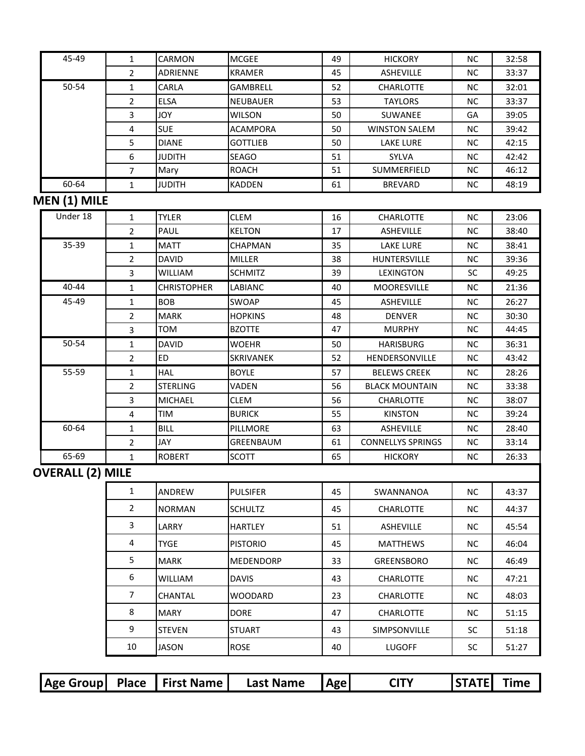| Age Group | Place | First Name | Last Name | Age | CITY | STATE | Time |
|---|---|---|---|---|---|---|---|
| 45-49 | 1 | CARMON | MCGEE | 49 | HICKORY | NC | 32:58 |
| | 2 | ADRIENNE | KRAMER | 45 | ASHEVILLE | NC | 33:37 |
| 50-54 | 1 | CARLA | GAMBRELL | 52 | CHARLOTTE | NC | 32:01 |
| | 2 | ELSA | NEUBAUER | 53 | TAYLORS | NC | 33:37 |
| | 3 | JOY | WILSON | 50 | SUWANEE | GA | 39:05 |
| | 4 | SUE | ACAMPORA | 50 | WINSTON SALEM | NC | 39:42 |
| | 5 | DIANE | GOTTLIEB | 50 | LAKE LURE | NC | 42:15 |
| | 6 | JUDITH | SEAGO | 51 | SYLVA | NC | 42:42 |
| | 7 | Mary | ROACH | 51 | SUMMERFIELD | NC | 46:12 |
| 60-64 | 1 | JUDITH | KADDEN | 61 | BREVARD | NC | 48:19 |

## MEN (1) MILE

| Age Group | Place | First Name | Last Name | Age | CITY | STATE | Time |
|---|---|---|---|---|---|---|---|
| Under 18 | 1 | TYLER | CLEM | 16 | CHARLOTTE | NC | 23:06 |
| | 2 | PAUL | KELTON | 17 | ASHEVILLE | NC | 38:40 |
| 35-39 | 1 | MATT | CHAPMAN | 35 | LAKE LURE | NC | 38:41 |
| | 2 | DAVID | MILLER | 38 | HUNTERSVILLE | NC | 39:36 |
| | 3 | WILLIAM | SCHMITZ | 39 | LEXINGTON | SC | 49:25 |
| 40-44 | 1 | CHRISTOPHER | LABIANC | 40 | MOORESVILLE | NC | 21:36 |
| 45-49 | 1 | BOB | SWOAP | 45 | ASHEVILLE | NC | 26:27 |
| | 2 | MARK | HOPKINS | 48 | DENVER | NC | 30:30 |
| | 3 | TOM | BZOTTE | 47 | MURPHY | NC | 44:45 |
| 50-54 | 1 | DAVID | WOEHR | 50 | HARISBURG | NC | 36:31 |
| | 2 | ED | SKRIVANEK | 52 | HENDERSONVILLE | NC | 43:42 |
| 55-59 | 1 | HAL | BOYLE | 57 | BELEWS CREEK | NC | 28:26 |
| | 2 | STERLING | VADEN | 56 | BLACK MOUNTAIN | NC | 33:38 |
| | 3 | MICHAEL | CLEM | 56 | CHARLOTTE | NC | 38:07 |
| | 4 | TIM | BURICK | 55 | KINSTON | NC | 39:24 |
| 60-64 | 1 | BILL | PILLMORE | 63 | ASHEVILLE | NC | 28:40 |
| | 2 | JAY | GREENBAUM | 61 | CONNELLYS SPRINGS | NC | 33:14 |
| 65-69 | 1 | ROBERT | SCOTT | 65 | HICKORY | NC | 26:33 |

## OVERALL (2) MILE

| Age Group | Place | First Name | Last Name | Age | CITY | STATE | Time |
|---|---|---|---|---|---|---|---|
| | 1 | ANDREW | PULSIFER | 45 | SWANNANOA | NC | 43:37 |
| | 2 | NORMAN | SCHULTZ | 45 | CHARLOTTE | NC | 44:37 |
| | 3 | LARRY | HARTLEY | 51 | ASHEVILLE | NC | 45:54 |
| | 4 | TYGE | PISTORIO | 45 | MATTHEWS | NC | 46:04 |
| | 5 | MARK | MEDENDORP | 33 | GREENSBORO | NC | 46:49 |
| | 6 | WILLIAM | DAVIS | 43 | CHARLOTTE | NC | 47:21 |
| | 7 | CHANTAL | WOODARD | 23 | CHARLOTTE | NC | 48:03 |
| | 8 | MARY | DORE | 47 | CHARLOTTE | NC | 51:15 |
| | 9 | STEVEN | STUART | 43 | SIMPSONVILLE | SC | 51:18 |
| | 10 | JASON | ROSE | 40 | LUGOFF | SC | 51:27 |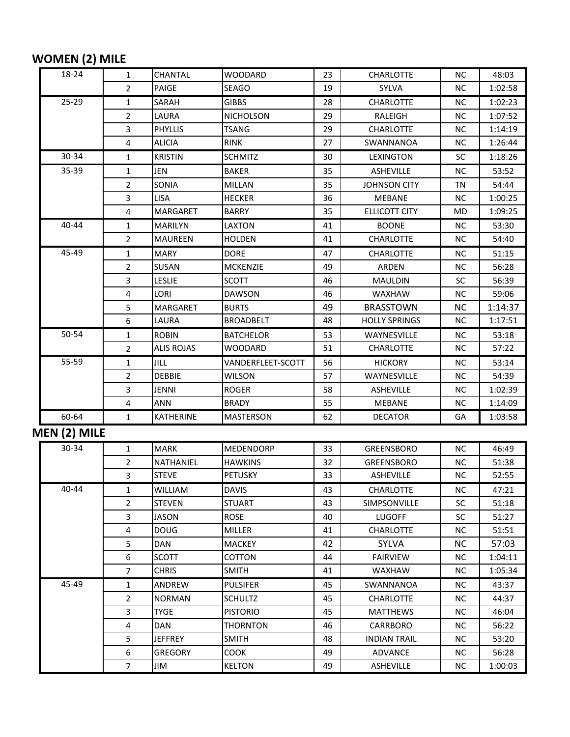## WOMEN (2) MILE

| | | | | | | | |
|---|---|---|---|---|---|---|---|
| 18-24 | 1 | CHANTAL | WOODARD | 23 | CHARLOTTE | NC | 48:03 |
| | 2 | PAIGE | SEAGO | 19 | SYLVA | NC | 1:02:58 |
| 25-29 | 1 | SARAH | GIBBS | 28 | CHARLOTTE | NC | 1:02:23 |
| | 2 | LAURA | NICHOLSON | 29 | RALEIGH | NC | 1:07:52 |
| | 3 | PHYLLIS | TSANG | 29 | CHARLOTTE | NC | 1:14:19 |
| | 4 | ALICIA | RINK | 27 | SWANNANOA | NC | 1:26:44 |
| 30-34 | 1 | KRISTIN | SCHMITZ | 30 | LEXINGTON | SC | 1:18:26 |
| 35-39 | 1 | JEN | BAKER | 35 | ASHEVILLE | NC | 53:52 |
| | 2 | SONIA | MILLAN | 35 | JOHNSON CITY | TN | 54:44 |
| | 3 | LISA | HECKER | 36 | MEBANE | NC | 1:00:25 |
| | 4 | MARGARET | BARRY | 35 | ELLICOTT CITY | MD | 1:09:25 |
| 40-44 | 1 | MARILYN | LAXTON | 41 | BOONE | NC | 53:30 |
| | 2 | MAUREEN | HOLDEN | 41 | CHARLOTTE | NC | 54:40 |
| 45-49 | 1 | MARY | DORE | 47 | CHARLOTTE | NC | 51:15 |
| | 2 | SUSAN | MCKENZIE | 49 | ARDEN | NC | 56:28 |
| | 3 | LESLIE | SCOTT | 46 | MAULDIN | SC | 56:39 |
| | 4 | LORI | DAWSON | 46 | WAXHAW | NC | 59:06 |
| | 5 | MARGARET | BURTS | 49 | BRASSTOWN | NC | 1:14:37 |
| | 6 | LAURA | BROADBELT | 48 | HOLLY SPRINGS | NC | 1:17:51 |
| 50-54 | 1 | ROBIN | BATCHELOR | 53 | WAYNESVILLE | NC | 53:18 |
| | 2 | ALIS ROJAS | WOODARD | 51 | CHARLOTTE | NC | 57:22 |
| 55-59 | 1 | JILL | VANDERFLEET-SCOTT | 56 | HICKORY | NC | 53:14 |
| | 2 | DEBBIE | WILSON | 57 | WAYNESVILLE | NC | 54:39 |
| | 3 | JENNI | ROGER | 58 | ASHEVILLE | NC | 1:02:39 |
| | 4 | ANN | BRADY | 55 | MEBANE | NC | 1:14:09 |
| 60-64 | 1 | KATHERINE | MASTERSON | 62 | DECATOR | GA | 1:03:58 |

## MEN (2) MILE

| | | | | | | | |
|---|---|---|---|---|---|---|---|
| 30-34 | 1 | MARK | MEDENDORP | 33 | GREENSBORO | NC | 46:49 |
| | 2 | NATHANIEL | HAWKINS | 32 | GREENSBORO | NC | 51:38 |
| | 3 | STEVE | PETUSKY | 33 | ASHEVILLE | NC | 52:55 |
| 40-44 | 1 | WILLIAM | DAVIS | 43 | CHARLOTTE | NC | 47:21 |
| | 2 | STEVEN | STUART | 43 | SIMPSONVILLE | SC | 51:18 |
| | 3 | JASON | ROSE | 40 | LUGOFF | SC | 51:27 |
| | 4 | DOUG | MILLER | 41 | CHARLOTTE | NC | 51:51 |
| | 5 | DAN | MACKEY | 42 | SYLVA | NC | 57:03 |
| | 6 | SCOTT | COTTON | 44 | FAIRVIEW | NC | 1:04:11 |
| | 7 | CHRIS | SMITH | 41 | WAXHAW | NC | 1:05:34 |
| 45-49 | 1 | ANDREW | PULSIFER | 45 | SWANNANOA | NC | 43:37 |
| | 2 | NORMAN | SCHULTZ | 45 | CHARLOTTE | NC | 44:37 |
| | 3 | TYGE | PISTORIO | 45 | MATTHEWS | NC | 46:04 |
| | 4 | DAN | THORNTON | 46 | CARRBORO | NC | 56:22 |
| | 5 | JEFFREY | SMITH | 48 | INDIAN TRAIL | NC | 53:20 |
| | 6 | GREGORY | COOK | 49 | ADVANCE | NC | 56:28 |
| | 7 | JIM | KELTON | 49 | ASHEVILLE | NC | 1:00:03 |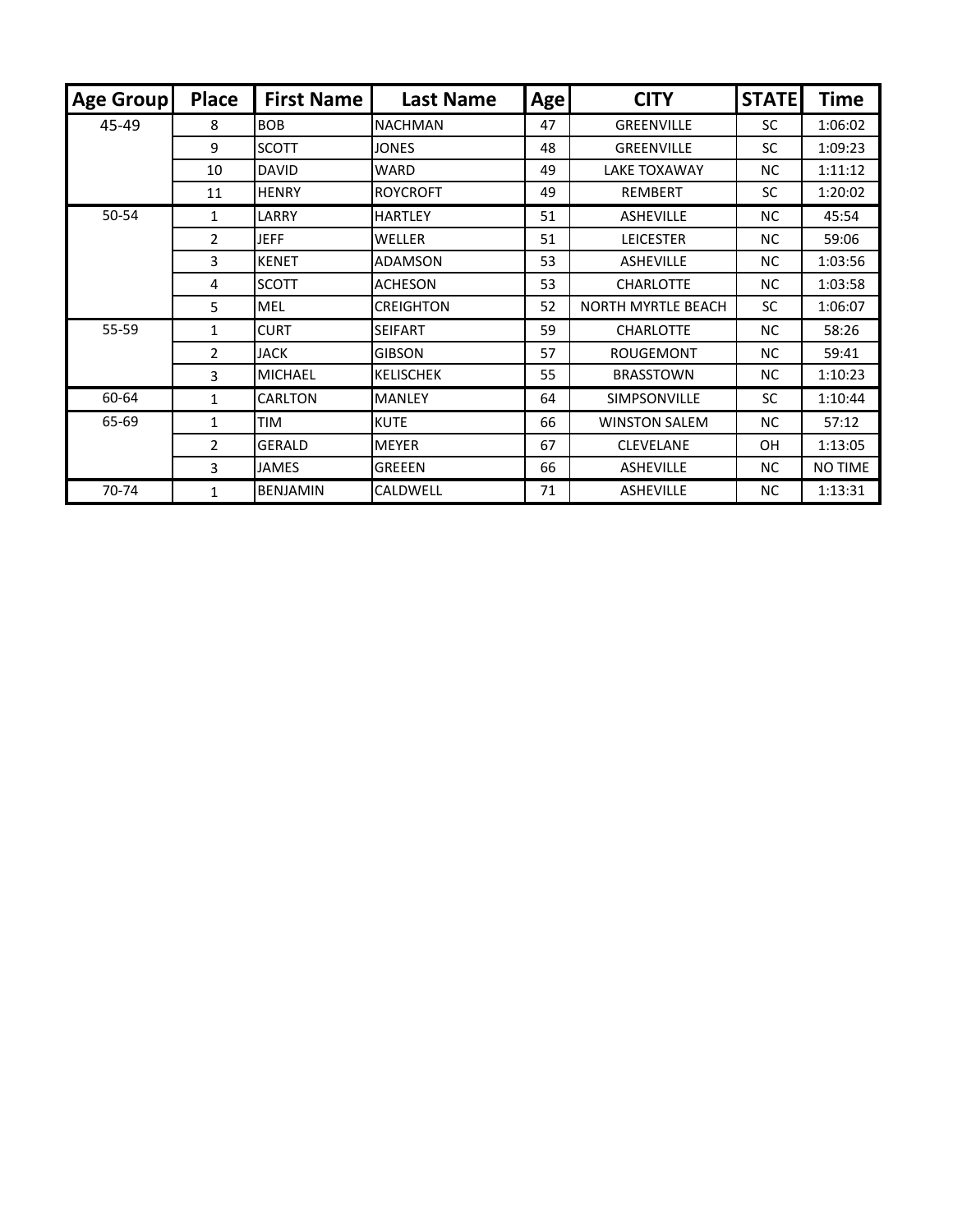| Age Group | Place | First Name | Last Name | Age | CITY | STATE | Time |
|---|---|---|---|---|---|---|---|
| 45-49 | 8 | BOB | NACHMAN | 47 | GREENVILLE | SC | 1:06:02 |
| | 9 | SCOTT | JONES | 48 | GREENVILLE | SC | 1:09:23 |
| | 10 | DAVID | WARD | 49 | LAKE TOXAWAY | NC | 1:11:12 |
| | 11 | HENRY | ROYCROFT | 49 | REMBERT | SC | 1:20:02 |
| 50-54 | 1 | LARRY | HARTLEY | 51 | ASHEVILLE | NC | 45:54 |
| | 2 | JEFF | WELLER | 51 | LEICESTER | NC | 59:06 |
| | 3 | KENET | ADAMSON | 53 | ASHEVILLE | NC | 1:03:56 |
| | 4 | SCOTT | ACHESON | 53 | CHARLOTTE | NC | 1:03:58 |
| | 5 | MEL | CREIGHTON | 52 | NORTH MYRTLE BEACH | SC | 1:06:07 |
| 55-59 | 1 | CURT | SEIFART | 59 | CHARLOTTE | NC | 58:26 |
| | 2 | JACK | GIBSON | 57 | ROUGEMONT | NC | 59:41 |
| | 3 | MICHAEL | KELISCHEK | 55 | BRASSTOWN | NC | 1:10:23 |
| 60-64 | 1 | CARLTON | MANLEY | 64 | SIMPSONVILLE | SC | 1:10:44 |
| 65-69 | 1 | TIM | KUTE | 66 | WINSTON SALEM | NC | 57:12 |
| | 2 | GERALD | MEYER | 67 | CLEVELANE | OH | 1:13:05 |
| | 3 | JAMES | GREEEN | 66 | ASHEVILLE | NC | NO TIME |
| 70-74 | 1 | BENJAMIN | CALDWELL | 71 | ASHEVILLE | NC | 1:13:31 |